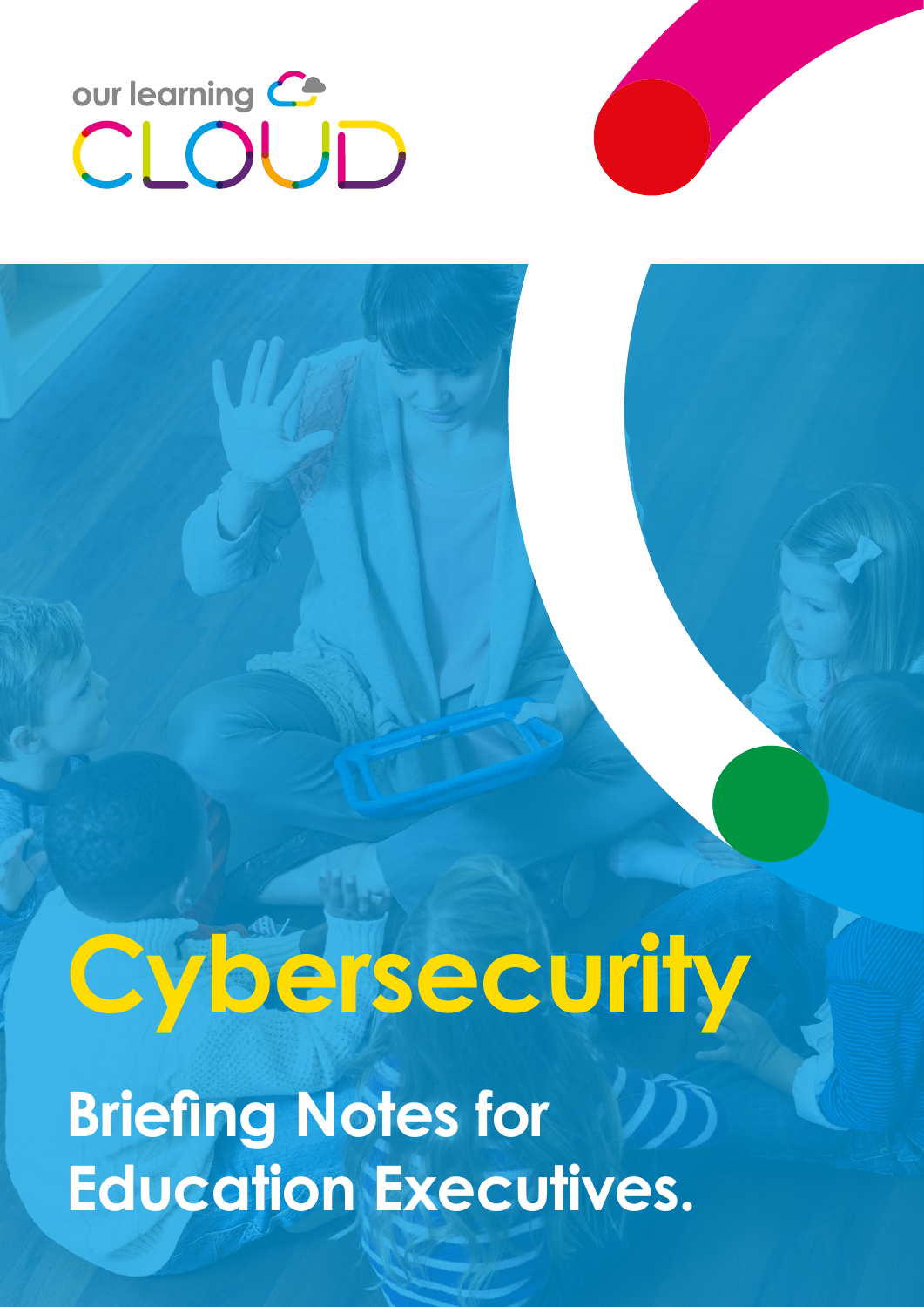our learning CLOUD

# Cybersecurity

## Briefing Notes for Education Executives.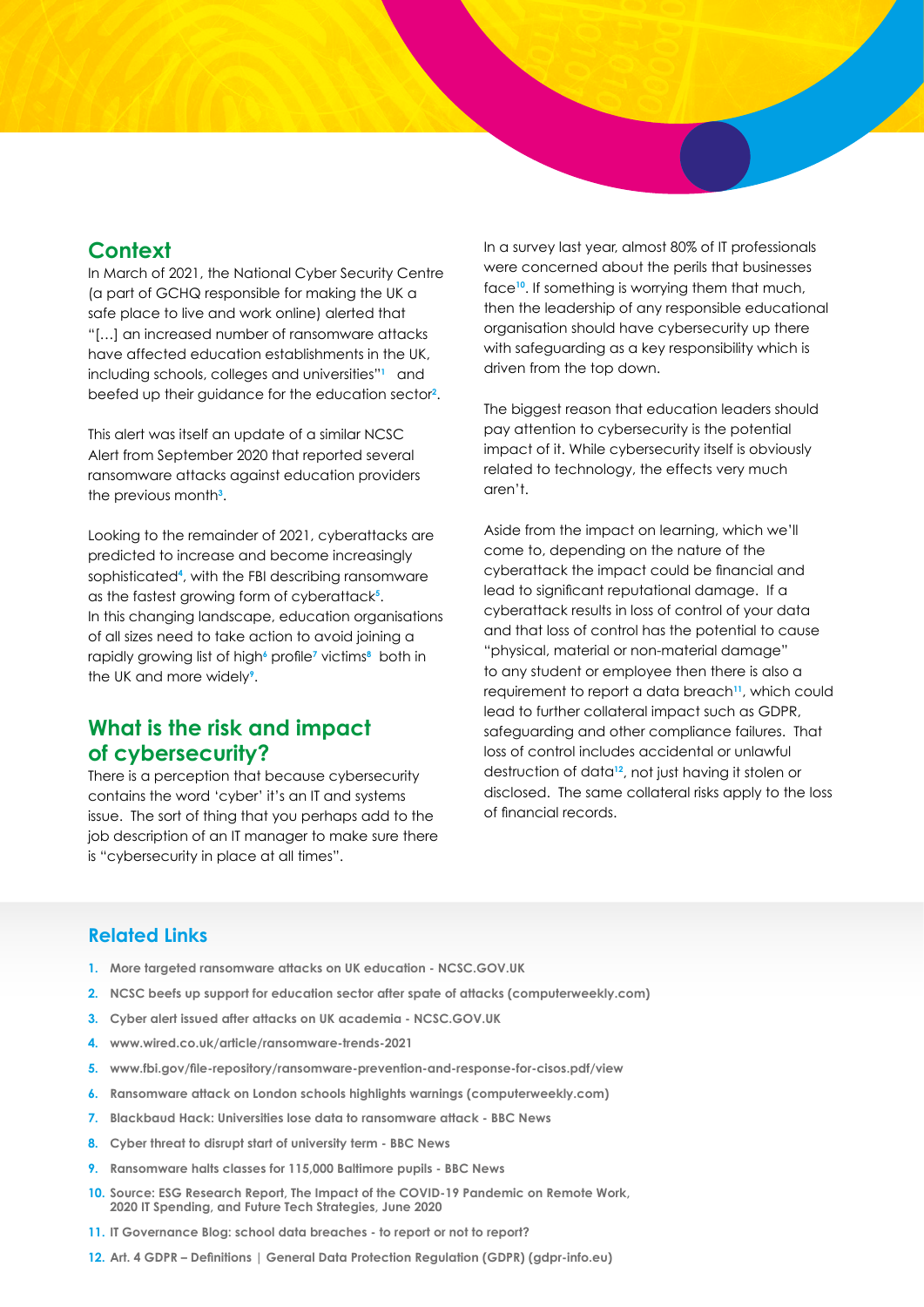## Context

In March of 2021, the National Cyber Security Centre (a part of GCHQ responsible for making the UK a safe place to live and work online) alerted that "[…] an increased number of ransomware attacks have affected education establishments in the UK, including schools, colleges and universities"[1] and beefed up their guidance for the education sector[2].

This alert was itself an update of a similar NCSC Alert from September 2020 that reported several ransomware attacks against education providers the previous month[3].

Looking to the remainder of 2021, cyberattacks are predicted to increase and become increasingly sophisticated[4], with the FBI describing ransomware as the fastest growing form of cyberattack[5]. In this changing landscape, education organisations of all sizes need to take action to avoid joining a rapidly growing list of high[6] profile[7] victims[8] both in the UK and more widely[9].

## What is the risk and impact of cybersecurity?

There is a perception that because cybersecurity contains the word 'cyber' it's an IT and systems issue. The sort of thing that you perhaps add to the job description of an IT manager to make sure there is "cybersecurity in place at all times".

In a survey last year, almost 80% of IT professionals were concerned about the perils that businesses face[10]. If something is worrying them that much, then the leadership of any responsible educational organisation should have cybersecurity up there with safeguarding as a key responsibility which is driven from the top down.

The biggest reason that education leaders should pay attention to cybersecurity is the potential impact of it. While cybersecurity itself is obviously related to technology, the effects very much aren't.

Aside from the impact on learning, which we'll come to, depending on the nature of the cyberattack the impact could be financial and lead to significant reputational damage. If a cyberattack results in loss of control of your data and that loss of control has the potential to cause "physical, material or non-material damage" to any student or employee then there is also a requirement to report a data breach[11], which could lead to further collateral impact such as GDPR, safeguarding and other compliance failures. That loss of control includes accidental or unlawful destruction of data[12], not just having it stolen or disclosed. The same collateral risks apply to the loss of financial records.

### Related Links

1. More targeted ransomware attacks on UK education - NCSC.GOV.UK
2. NCSC beefs up support for education sector after spate of attacks (computerweekly.com)
3. Cyber alert issued after attacks on UK academia - NCSC.GOV.UK
4. www.wired.co.uk/article/ransomware-trends-2021
5. www.fbi.gov/file-repository/ransomware-prevention-and-response-for-cisos.pdf/view
6. Ransomware attack on London schools highlights warnings (computerweekly.com)
7. Blackbaud Hack: Universities lose data to ransomware attack - BBC News
8. Cyber threat to disrupt start of university term - BBC News
9. Ransomware halts classes for 115,000 Baltimore pupils - BBC News
10. Source: ESG Research Report, The Impact of the COVID-19 Pandemic on Remote Work, 2020 IT Spending, and Future Tech Strategies, June 2020
11. IT Governance Blog: school data breaches - to report or not to report?
12. Art. 4 GDPR – Definitions | General Data Protection Regulation (GDPR) (gdpr-info.eu)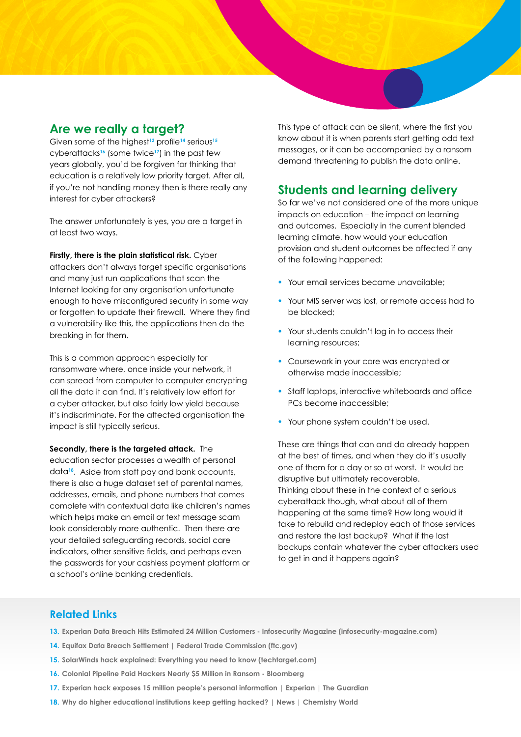## Are we really a target?

Given some of the highest[13] profile[14] serious[15] cyberattacks[16] (some twice[17]) in the past few years globally, you'd be forgiven for thinking that education is a relatively low priority target. After all, if you're not handling money then is there really any interest for cyber attackers?

The answer unfortunately is yes, you are a target in at least two ways.

**Firstly, there is the plain statistical risk.** Cyber attackers don't always target specific organisations and many just run applications that scan the Internet looking for any organisation unfortunate enough to have misconfigured security in some way or forgotten to update their firewall. Where they find a vulnerability like this, the applications then do the breaking in for them.

This is a common approach especially for ransomware where, once inside your network, it can spread from computer to computer encrypting all the data it can find. It's relatively low effort for a cyber attacker, but also fairly low yield because it's indiscriminate. For the affected organisation the impact is still typically serious.

**Secondly, there is the targeted attack.** The education sector processes a wealth of personal data[18]. Aside from staff pay and bank accounts, there is also a huge dataset set of parental names, addresses, emails, and phone numbers that comes complete with contextual data like children's names which helps make an email or text message scam look considerably more authentic. Then there are your detailed safeguarding records, social care indicators, other sensitive fields, and perhaps even the passwords for your cashless payment platform or a school's online banking credentials.

This type of attack can be silent, where the first you know about it is when parents start getting odd text messages, or it can be accompanied by a ransom demand threatening to publish the data online.

## Students and learning delivery

So far we've not considered one of the more unique impacts on education – the impact on learning and outcomes. Especially in the current blended learning climate, how would your education provision and student outcomes be affected if any of the following happened:

- Your email services became unavailable;
- Your MIS server was lost, or remote access had to be blocked;
- Your students couldn't log in to access their learning resources;
- Coursework in your care was encrypted or otherwise made inaccessible;
- Staff laptops, interactive whiteboards and office PCs become inaccessible;
- Your phone system couldn't be used.

These are things that can and do already happen at the best of times, and when they do it's usually one of them for a day or so at worst. It would be disruptive but ultimately recoverable.
Thinking about these in the context of a serious cyberattack though, what about all of them happening at the same time? How long would it take to rebuild and redeploy each of those services and restore the last backup? What if the last backups contain whatever the cyber attackers used to get in and it happens again?

## Related Links

13. Experian Data Breach Hits Estimated 24 Million Customers - Infosecurity Magazine (infosecurity-magazine.com)
14. Equifax Data Breach Settlement | Federal Trade Commission (ftc.gov)
15. SolarWinds hack explained: Everything you need to know (techtarget.com)
16. Colonial Pipeline Paid Hackers Nearly $5 Million in Ransom - Bloomberg
17. Experian hack exposes 15 million people's personal information | Experian | The Guardian
18. Why do higher educational institutions keep getting hacked? | News | Chemistry World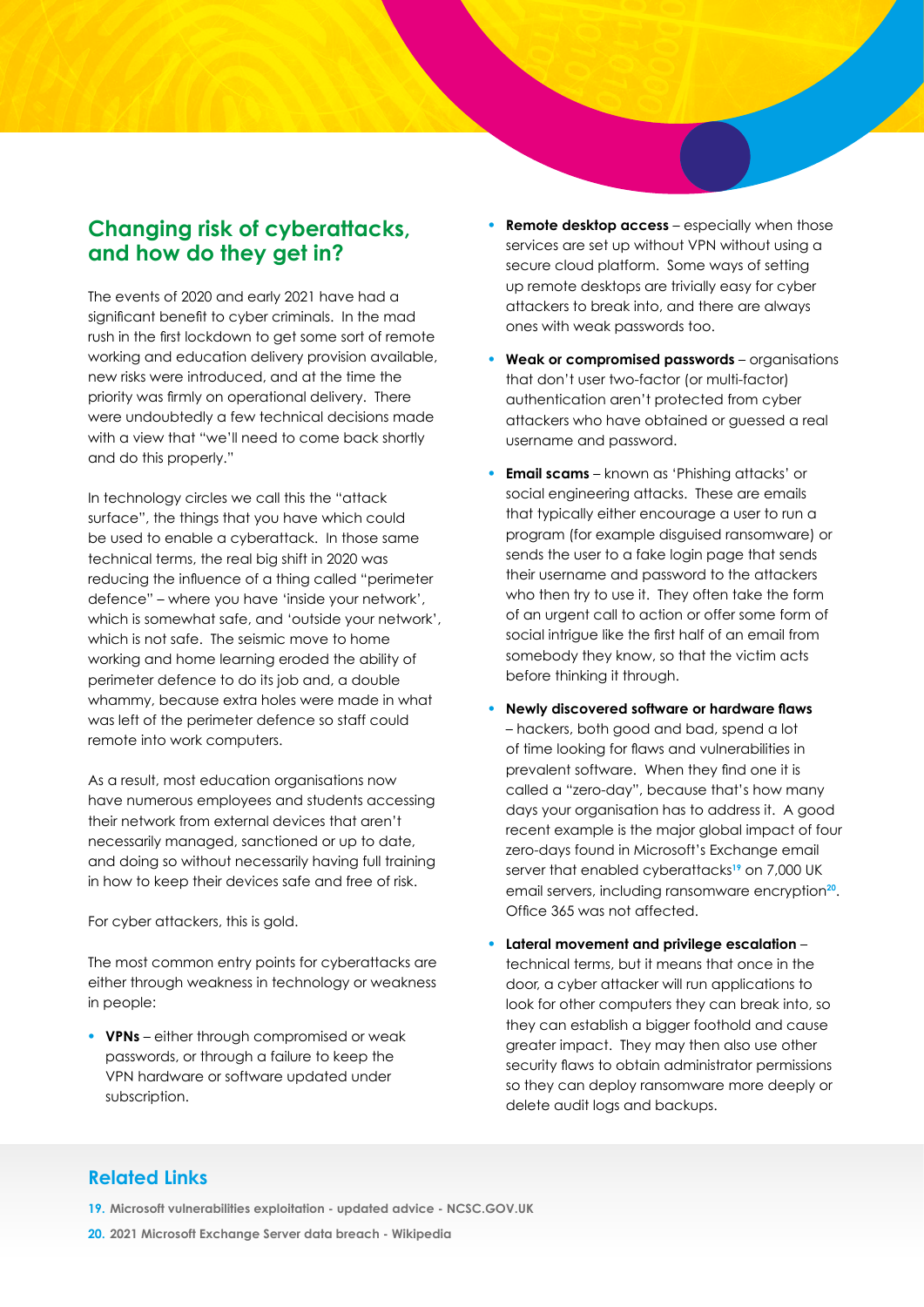## Changing risk of cyberattacks, and how do they get in?

The events of 2020 and early 2021 have had a significant benefit to cyber criminals. In the mad rush in the first lockdown to get some sort of remote working and education delivery provision available, new risks were introduced, and at the time the priority was firmly on operational delivery. There were undoubtedly a few technical decisions made with a view that "we'll need to come back shortly and do this properly."

In technology circles we call this the "attack surface", the things that you have which could be used to enable a cyberattack. In those same technical terms, the real big shift in 2020 was reducing the influence of a thing called "perimeter defence" – where you have 'inside your network', which is somewhat safe, and 'outside your network', which is not safe. The seismic move to home working and home learning eroded the ability of perimeter defence to do its job and, a double whammy, because extra holes were made in what was left of the perimeter defence so staff could remote into work computers.

As a result, most education organisations now have numerous employees and students accessing their network from external devices that aren't necessarily managed, sanctioned or up to date, and doing so without necessarily having full training in how to keep their devices safe and free of risk.

For cyber attackers, this is gold.

The most common entry points for cyberattacks are either through weakness in technology or weakness in people:

- **VPNs** – either through compromised or weak passwords, or through a failure to keep the VPN hardware or software updated under subscription.
- **Remote desktop access** – especially when those services are set up without VPN without using a secure cloud platform. Some ways of setting up remote desktops are trivially easy for cyber attackers to break into, and there are always ones with weak passwords too.
- **Weak or compromised passwords** – organisations that don't user two-factor (or multi-factor) authentication aren't protected from cyber attackers who have obtained or guessed a real username and password.
- **Email scams** – known as 'Phishing attacks' or social engineering attacks. These are emails that typically either encourage a user to run a program (for example disguised ransomware) or sends the user to a fake login page that sends their username and password to the attackers who then try to use it. They often take the form of an urgent call to action or offer some form of social intrigue like the first half of an email from somebody they know, so that the victim acts before thinking it through.
- **Newly discovered software or hardware flaws** – hackers, both good and bad, spend a lot of time looking for flaws and vulnerabilities in prevalent software. When they find one it is called a "zero-day", because that's how many days your organisation has to address it. A good recent example is the major global impact of four zero-days found in Microsoft's Exchange email server that enabled cyberattacks[19] on 7,000 UK email servers, including ransomware encryption[20]. Office 365 was not affected.
- **Lateral movement and privilege escalation** – technical terms, but it means that once in the door, a cyber attacker will run applications to look for other computers they can break into, so they can establish a bigger foothold and cause greater impact. They may then also use other security flaws to obtain administrator permissions so they can deploy ransomware more deeply or delete audit logs and backups.

### Related Links

19. Microsoft vulnerabilities exploitation - updated advice - NCSC.GOV.UK
20. 2021 Microsoft Exchange Server data breach - Wikipedia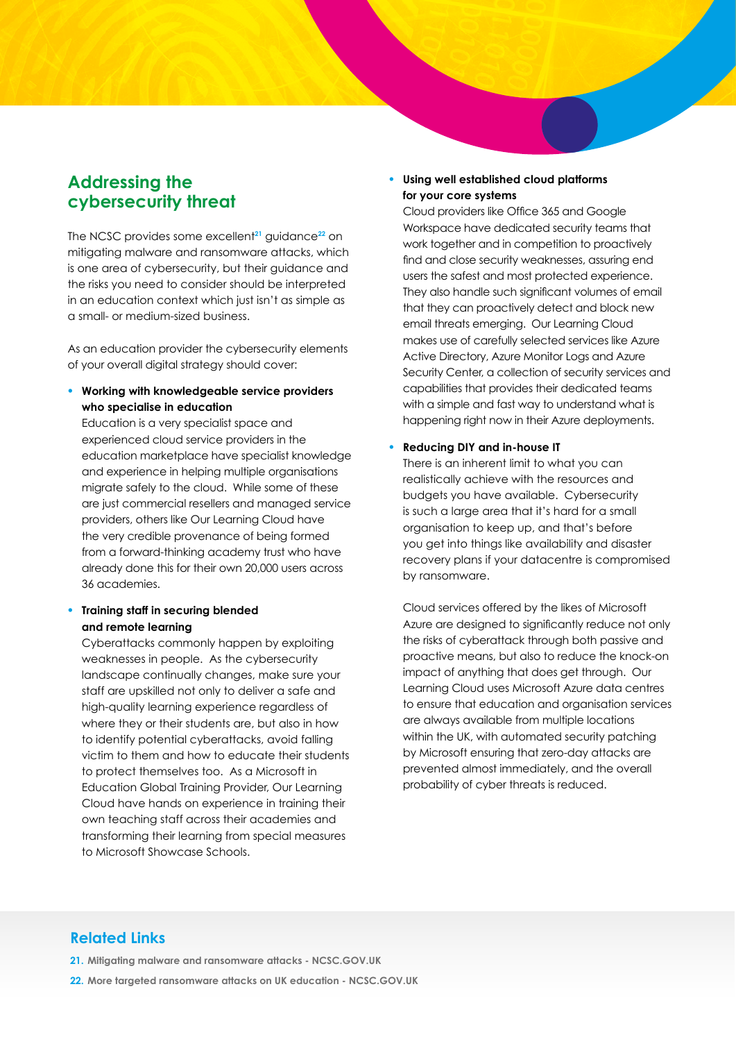## Addressing the cybersecurity threat

The NCSC provides some excellent[21] guidance[22] on mitigating malware and ransomware attacks, which is one area of cybersecurity, but their guidance and the risks you need to consider should be interpreted in an education context which just isn't as simple as a small- or medium-sized business.

As an education provider the cybersecurity elements of your overall digital strategy should cover:

- **Working with knowledgeable service providers who specialise in education**
  Education is a very specialist space and experienced cloud service providers in the education marketplace have specialist knowledge and experience in helping multiple organisations migrate safely to the cloud. While some of these are just commercial resellers and managed service providers, others like Our Learning Cloud have the very credible provenance of being formed from a forward-thinking academy trust who have already done this for their own 20,000 users across 36 academies.

- **Training staff in securing blended and remote learning**
  Cyberattacks commonly happen by exploiting weaknesses in people. As the cybersecurity landscape continually changes, make sure your staff are upskilled not only to deliver a safe and high-quality learning experience regardless of where they or their students are, but also in how to identify potential cyberattacks, avoid falling victim to them and how to educate their students to protect themselves too. As a Microsoft in Education Global Training Provider, Our Learning Cloud have hands on experience in training their own teaching staff across their academies and transforming their learning from special measures to Microsoft Showcase Schools.

- **Using well established cloud platforms for your core systems**
  Cloud providers like Office 365 and Google Workspace have dedicated security teams that work together and in competition to proactively find and close security weaknesses, assuring end users the safest and most protected experience. They also handle such significant volumes of email that they can proactively detect and block new email threats emerging. Our Learning Cloud makes use of carefully selected services like Azure Active Directory, Azure Monitor Logs and Azure Security Center, a collection of security services and capabilities that provides their dedicated teams with a simple and fast way to understand what is happening right now in their Azure deployments.

- **Reducing DIY and in-house IT**
  There is an inherent limit to what you can realistically achieve with the resources and budgets you have available. Cybersecurity is such a large area that it's hard for a small organisation to keep up, and that's before you get into things like availability and disaster recovery plans if your datacentre is compromised by ransomware.

  Cloud services offered by the likes of Microsoft Azure are designed to significantly reduce not only the risks of cyberattack through both passive and proactive means, but also to reduce the knock-on impact of anything that does get through. Our Learning Cloud uses Microsoft Azure data centres to ensure that education and organisation services are always available from multiple locations within the UK, with automated security patching by Microsoft ensuring that zero-day attacks are prevented almost immediately, and the overall probability of cyber threats is reduced.

### Related Links

21. Mitigating malware and ransomware attacks - NCSC.GOV.UK
22. More targeted ransomware attacks on UK education - NCSC.GOV.UK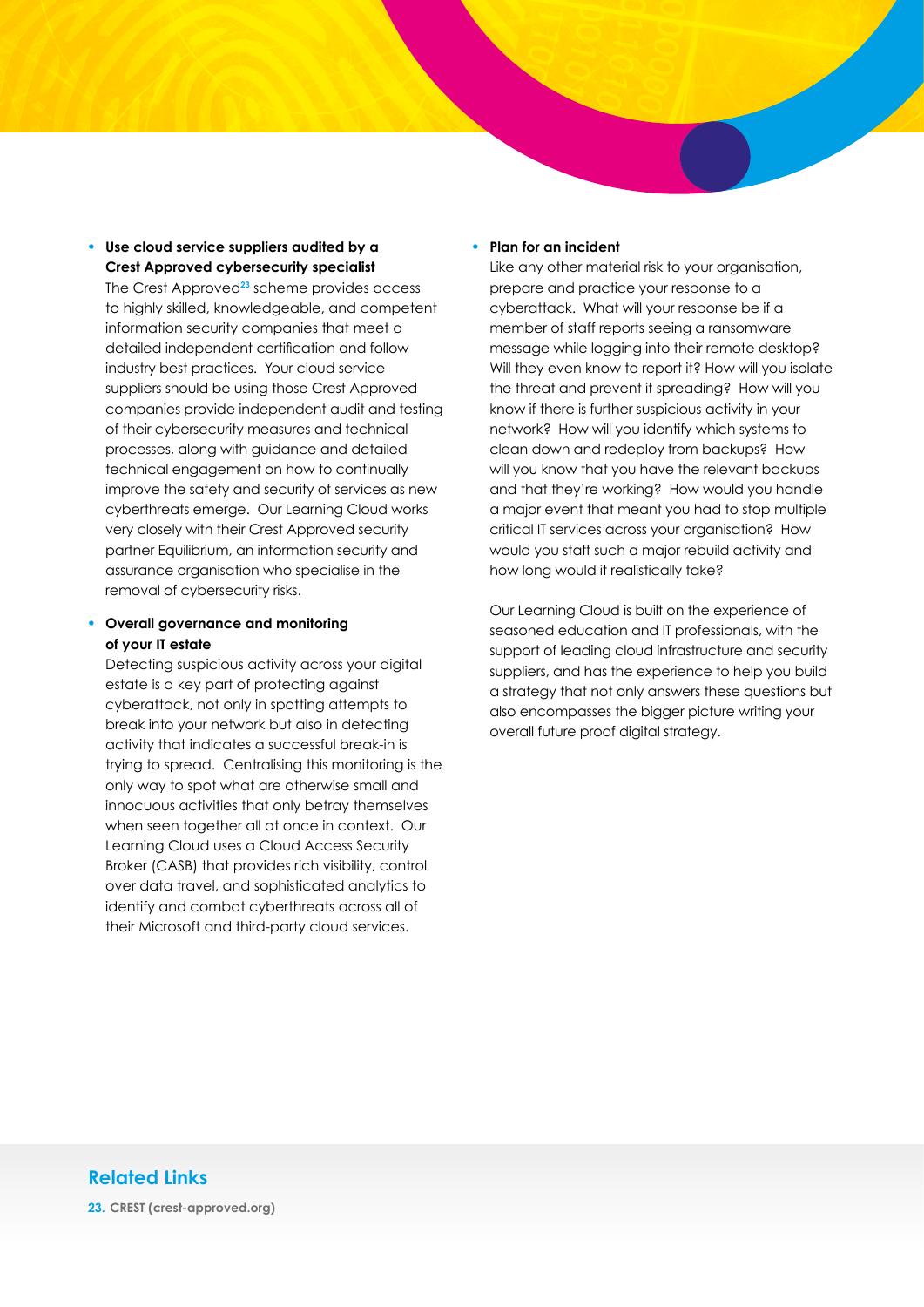- **Use cloud service suppliers audited by a Crest Approved cybersecurity specialist**
  The Crest Approved[23] scheme provides access to highly skilled, knowledgeable, and competent information security companies that meet a detailed independent certification and follow industry best practices. Your cloud service suppliers should be using those Crest Approved companies provide independent audit and testing of their cybersecurity measures and technical processes, along with guidance and detailed technical engagement on how to continually improve the safety and security of services as new cyberthreats emerge. Our Learning Cloud works very closely with their Crest Approved security partner Equilibrium, an information security and assurance organisation who specialise in the removal of cybersecurity risks.

- **Overall governance and monitoring of your IT estate**
  Detecting suspicious activity across your digital estate is a key part of protecting against cyberattack, not only in spotting attempts to break into your network but also in detecting activity that indicates a successful break-in is trying to spread. Centralising this monitoring is the only way to spot what are otherwise small and innocuous activities that only betray themselves when seen together all at once in context. Our Learning Cloud uses a Cloud Access Security Broker (CASB) that provides rich visibility, control over data travel, and sophisticated analytics to identify and combat cyberthreats across all of their Microsoft and third-party cloud services.

- **Plan for an incident**
  Like any other material risk to your organisation, prepare and practice your response to a cyberattack. What will your response be if a member of staff reports seeing a ransomware message while logging into their remote desktop? Will they even know to report it? How will you isolate the threat and prevent it spreading? How will you know if there is further suspicious activity in your network? How will you identify which systems to clean down and redeploy from backups? How will you know that you have the relevant backups and that they're working? How would you handle a major event that meant you had to stop multiple critical IT services across your organisation? How would you staff such a major rebuild activity and how long would it realistically take?

  Our Learning Cloud is built on the experience of seasoned education and IT professionals, with the support of leading cloud infrastructure and security suppliers, and has the experience to help you build a strategy that not only answers these questions but also encompasses the bigger picture writing your overall future proof digital strategy.

## Related Links

**23. CREST (crest-approved.org)**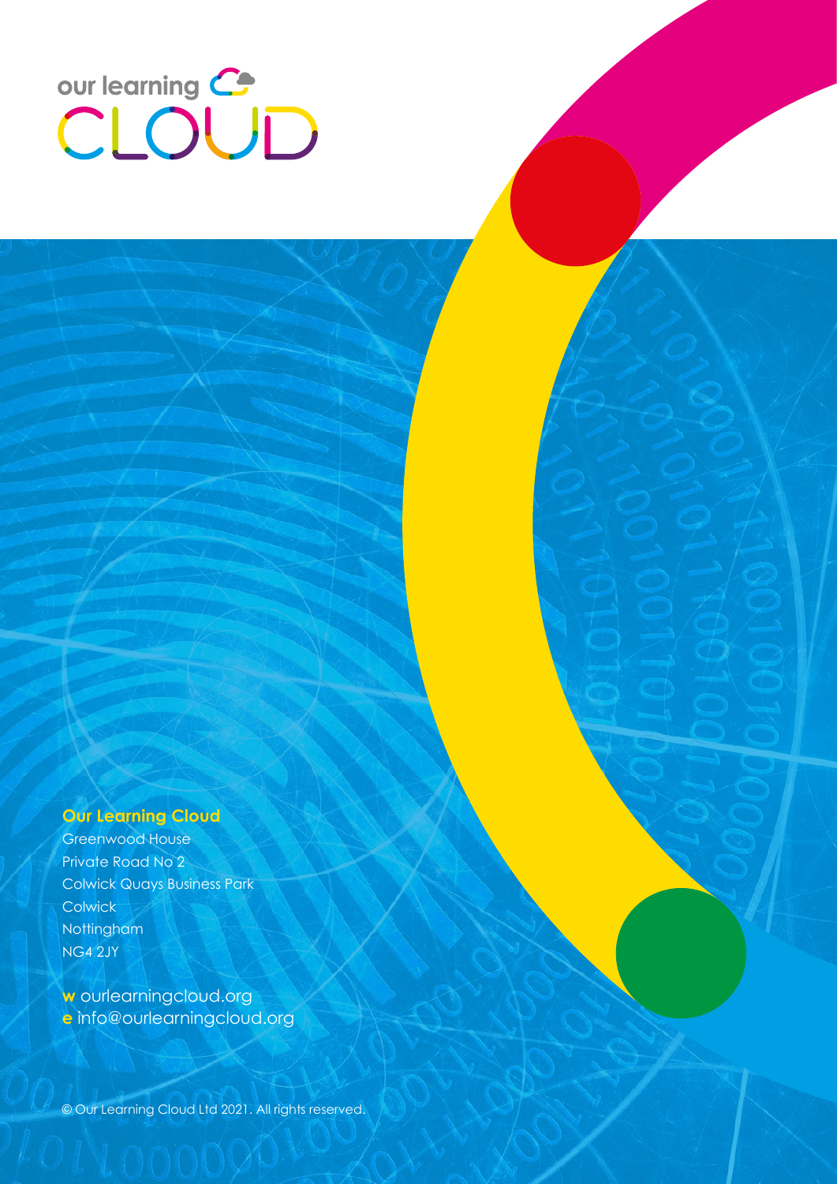our learning CLOUD

**Our Learning Cloud**
Greenwood House
Private Road No 2
Colwick Quays Business Park
Colwick
Nottingham
NG4 2JY

**w** ourlearningcloud.org
**e** info@ourlearningcloud.org

© Our Learning Cloud Ltd 2021. All rights reserved.